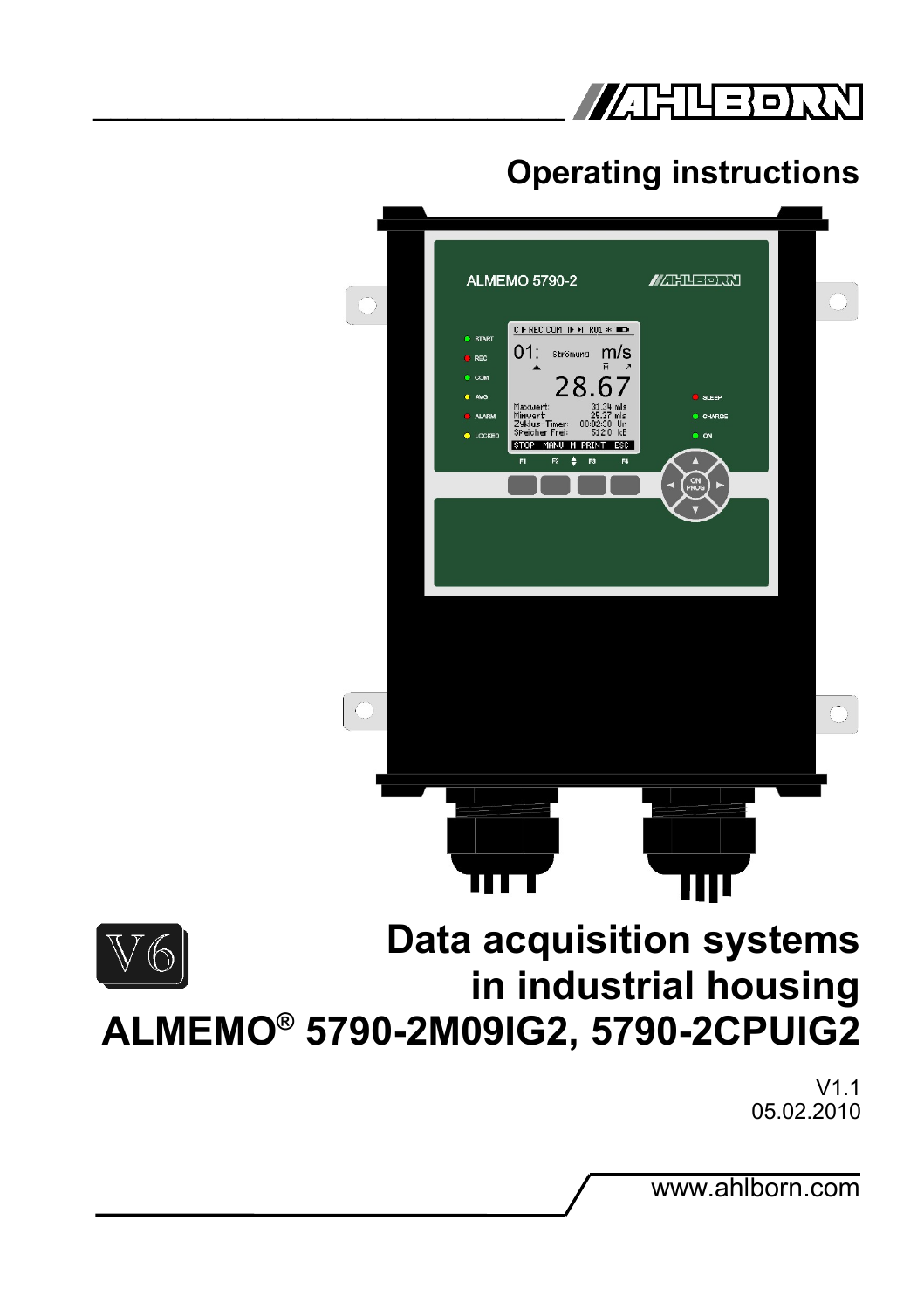# Operating instructions

V6

# Data acquisition systems in industrial housing
# ALMEMO® 5790-2M09IG2, 5790-2CPUIG2

V1.1
05.02.2010

www.ahlborn.com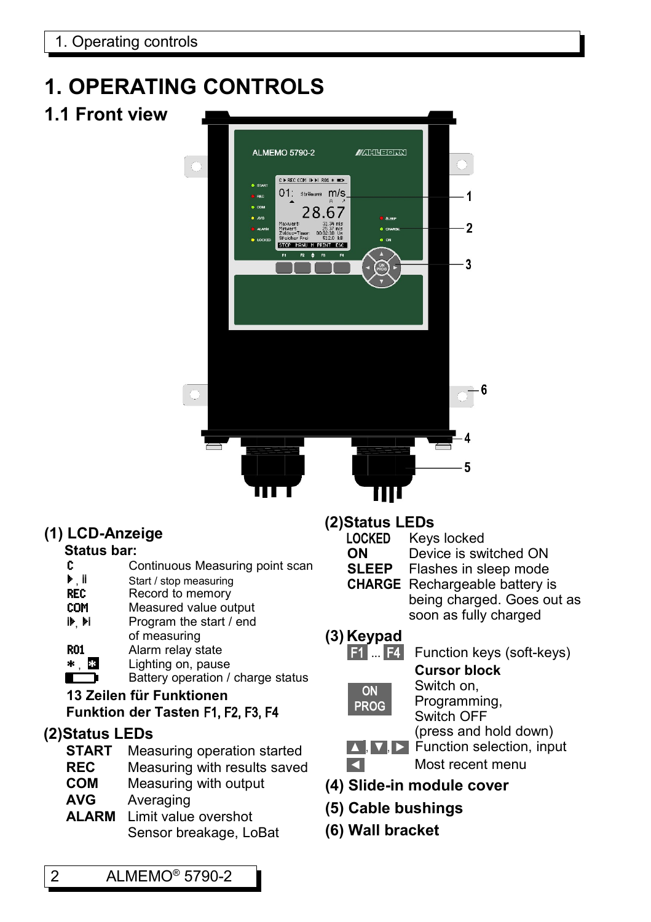# 1. OPERATING CONTROLS

## 1.1 Front view

### (1) LCD-Anzeige

**Status bar:**

| | |
|---|---|
| C | Continuous Measuring point scan |
| ▶, II | Start / stop measuring |
| REC | Record to memory |
| COM | Measured value output |
| I▶, ▶I | Program the start / end of measuring |
| R01 | Alarm relay state |
| ✱, ✱ | Lighting on, pause |
| ▭ | Battery operation / charge status |

**13 Zeilen für Funktionen**

**Funktion der Tasten F1, F2, F3, F4**

### (2)Status LEDs

| | |
|---|---|
| **START** | Measuring operation started |
| **REC** | Measuring with results saved |
| **COM** | Measuring with output |
| **AVG** | Averaging |
| **ALARM** | Limit value overshot Sensor breakage, LoBat |

### (2)Status LEDs

| | |
|---|---|
| LOCKED | Keys locked |
| **ON** | Device is switched ON |
| **SLEEP** | Flashes in sleep mode |
| **CHARGE** | Rechargeable battery is being charged. Goes out as soon as fully charged |

### (3) Keypad

| | |
|---|---|
| F1 ... F4 | Function keys (soft-keys) |
| | **Cursor block** |
| ON PROG | Switch on, Programming, Switch OFF (press and hold down) |
| ▲, ▼, ▶ | Function selection, input |
| ◀ | Most recent menu |

### (4) Slide-in module cover

### (5) Cable bushings

### (6) Wall bracket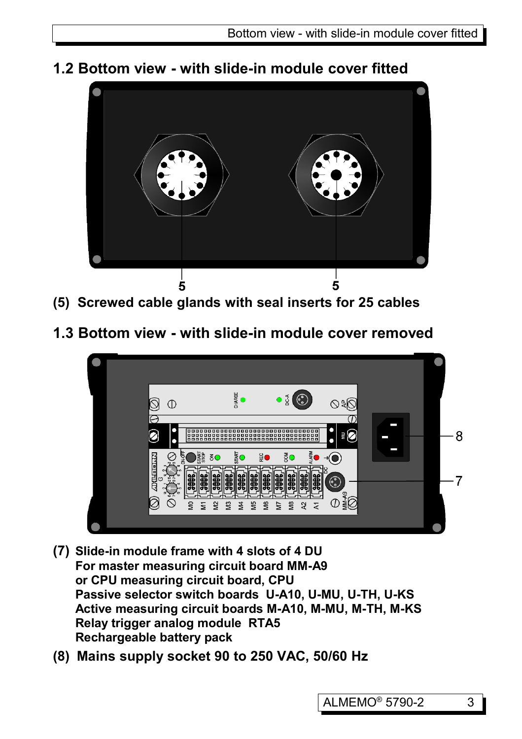## 1.2 Bottom view - with slide-in module cover fitted

(5) Screwed cable glands with seal inserts for 25 cables

## 1.3 Bottom view - with slide-in module cover removed

(7) **Slide-in module frame with 4 slots of 4 DU**
**For master measuring circuit board MM-A9**
**or CPU measuring circuit board, CPU**
**Passive selector switch boards U-A10, U-MU, U-TH, U-KS**
**Active measuring circuit boards M-A10, M-MU, M-TH, M-KS**
**Relay trigger analog module RTA5**
**Rechargeable battery pack**

(8) **Mains supply socket 90 to 250 VAC, 50/60 Hz**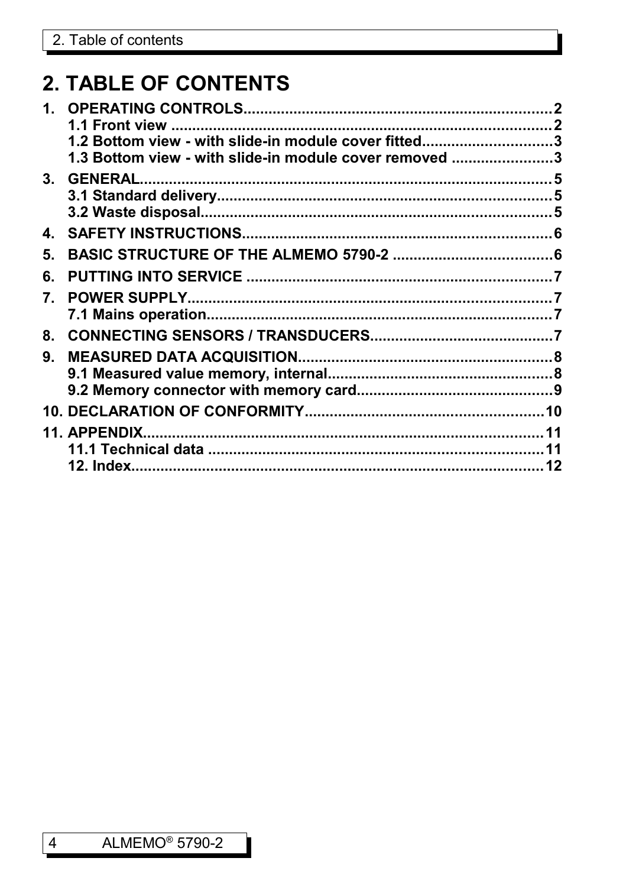# 2. TABLE OF CONTENTS

**1. OPERATING CONTROLS.........................................................................2**
- **1.1 Front view ..........................................................................................2**
- **1.2 Bottom view - with slide-in module cover fitted..............................3**
- **1.3 Bottom view - with slide-in module cover removed ........................3**

**3. GENERAL.................................................................................................5**
- **3.1 Standard delivery...............................................................................5**
- **3.2 Waste disposal...................................................................................5**

**4. SAFETY INSTRUCTIONS.........................................................................6**

**5. BASIC STRUCTURE OF THE ALMEMO 5790-2 ......................................6**

**6. PUTTING INTO SERVICE ........................................................................7**

**7. POWER SUPPLY......................................................................................7**
- **7.1 Mains operation.................................................................................7**

**8. CONNECTING SENSORS / TRANSDUCERS...........................................7**

**9. MEASURED DATA ACQUISITION............................................................8**
- **9.1 Measured value memory, internal.....................................................8**
- **9.2 Memory connector with memory card..............................................9**

**10. DECLARATION OF CONFORMITY........................................................10**

**11. APPENDIX...............................................................................................11**
- **11.1 Technical data ................................................................................11**
- **12. Index.................................................................................................12**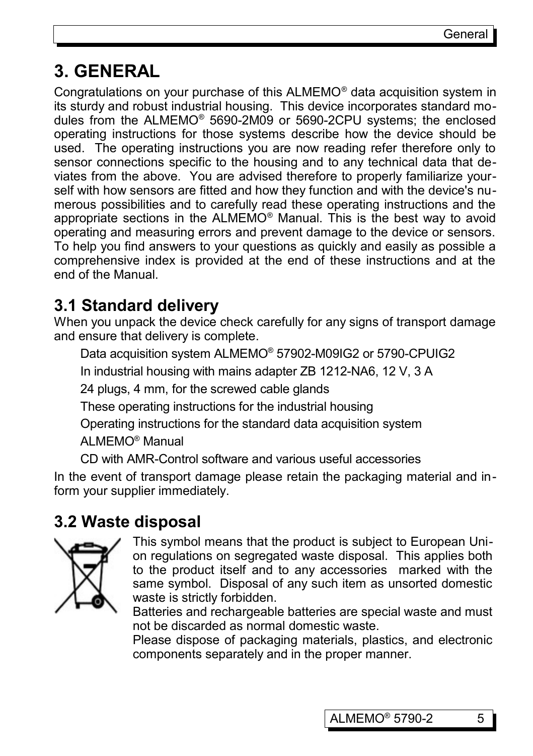# 3. GENERAL

Congratulations on your purchase of this ALMEMO® data acquisition system in its sturdy and robust industrial housing. This device incorporates standard modules from the ALMEMO® 5690-2M09 or 5690-2CPU systems; the enclosed operating instructions for those systems describe how the device should be used. The operating instructions you are now reading refer therefore only to sensor connections specific to the housing and to any technical data that deviates from the above. You are advised therefore to properly familiarize yourself with how sensors are fitted and how they function and with the device's numerous possibilities and to carefully read these operating instructions and the appropriate sections in the ALMEMO® Manual. This is the best way to avoid operating and measuring errors and prevent damage to the device or sensors. To help you find answers to your questions as quickly and easily as possible a comprehensive index is provided at the end of these instructions and at the end of the Manual.

## 3.1 Standard delivery

When you unpack the device check carefully for any signs of transport damage and ensure that delivery is complete.

Data acquisition system ALMEMO® 57902-M09IG2 or 5790-CPUIG2

In industrial housing with mains adapter ZB 1212-NA6, 12 V, 3 A

24 plugs, 4 mm, for the screwed cable glands

These operating instructions for the industrial housing

Operating instructions for the standard data acquisition system

ALMEMO® Manual

CD with AMR-Control software and various useful accessories

In the event of transport damage please retain the packaging material and inform your supplier immediately.

## 3.2 Waste disposal

This symbol means that the product is subject to European Union regulations on segregated waste disposal. This applies both to the product itself and to any accessories marked with the same symbol. Disposal of any such item as unsorted domestic waste is strictly forbidden.

Batteries and rechargeable batteries are special waste and must not be discarded as normal domestic waste.

Please dispose of packaging materials, plastics, and electronic components separately and in the proper manner.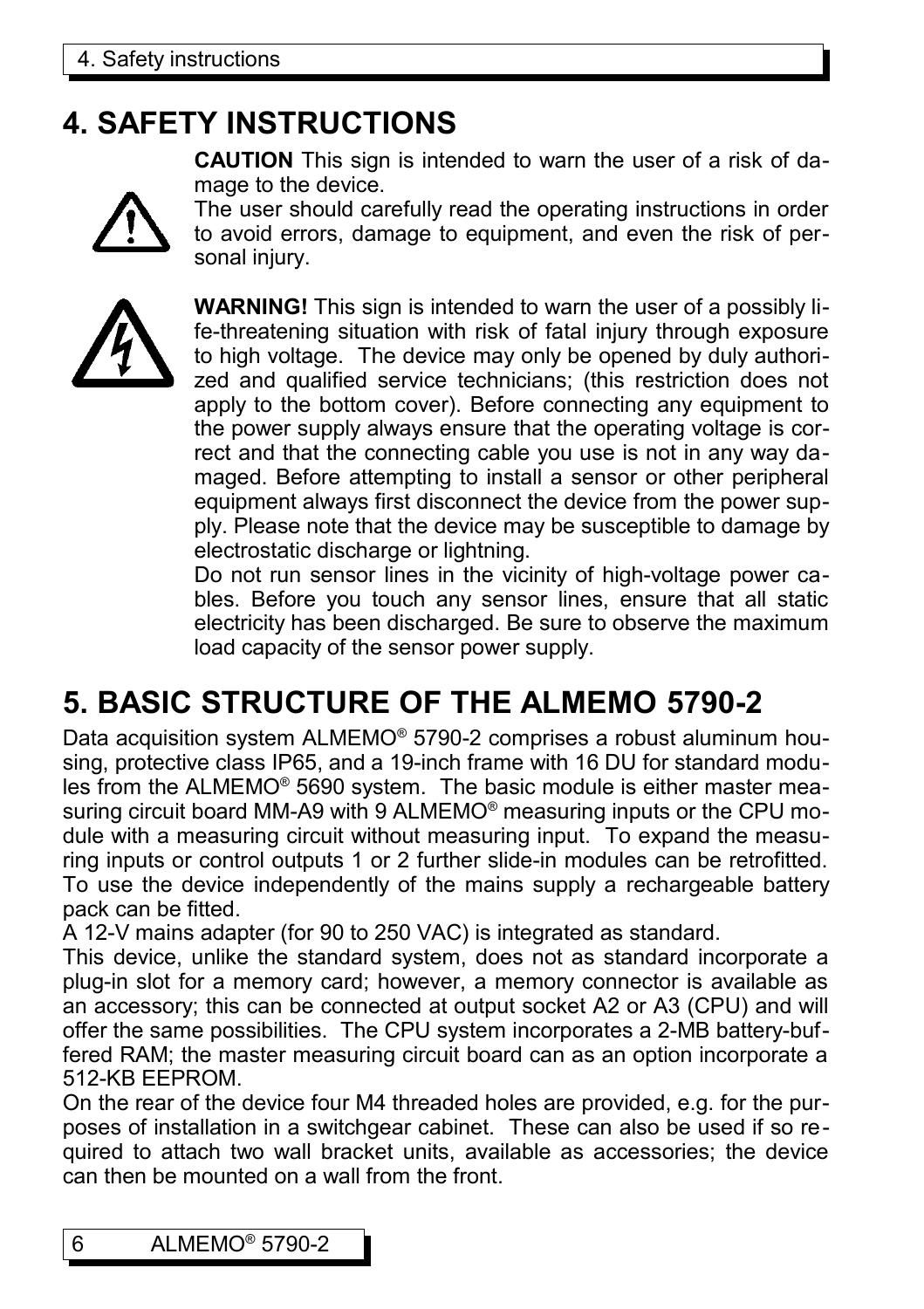# 4. SAFETY INSTRUCTIONS

**CAUTION** This sign is intended to warn the user of a risk of damage to the device.

The user should carefully read the operating instructions in order to avoid errors, damage to equipment, and even the risk of personal injury.

**WARNING!** This sign is intended to warn the user of a possibly life-threatening situation with risk of fatal injury through exposure to high voltage. The device may only be opened by duly authorized and qualified service technicians; (this restriction does not apply to the bottom cover). Before connecting any equipment to the power supply always ensure that the operating voltage is correct and that the connecting cable you use is not in any way damaged. Before attempting to install a sensor or other peripheral equipment always first disconnect the device from the power supply. Please note that the device may be susceptible to damage by electrostatic discharge or lightning.

Do not run sensor lines in the vicinity of high-voltage power cables. Before you touch any sensor lines, ensure that all static electricity has been discharged. Be sure to observe the maximum load capacity of the sensor power supply.

# 5. BASIC STRUCTURE OF THE ALMEMO 5790-2

Data acquisition system ALMEMO® 5790-2 comprises a robust aluminum housing, protective class IP65, and a 19-inch frame with 16 DU for standard modules from the ALMEMO® 5690 system. The basic module is either master measuring circuit board MM-A9 with 9 ALMEMO® measuring inputs or the CPU module with a measuring circuit without measuring input. To expand the measuring inputs or control outputs 1 or 2 further slide-in modules can be retrofitted. To use the device independently of the mains supply a rechargeable battery pack can be fitted.

A 12-V mains adapter (for 90 to 250 VAC) is integrated as standard.

This device, unlike the standard system, does not as standard incorporate a plug-in slot for a memory card; however, a memory connector is available as an accessory; this can be connected at output socket A2 or A3 (CPU) and will offer the same possibilities. The CPU system incorporates a 2-MB battery-buffered RAM; the master measuring circuit board can as an option incorporate a 512-KB EEPROM.

On the rear of the device four M4 threaded holes are provided, e.g. for the purposes of installation in a switchgear cabinet. These can also be used if so required to attach two wall bracket units, available as accessories; the device can then be mounted on a wall from the front.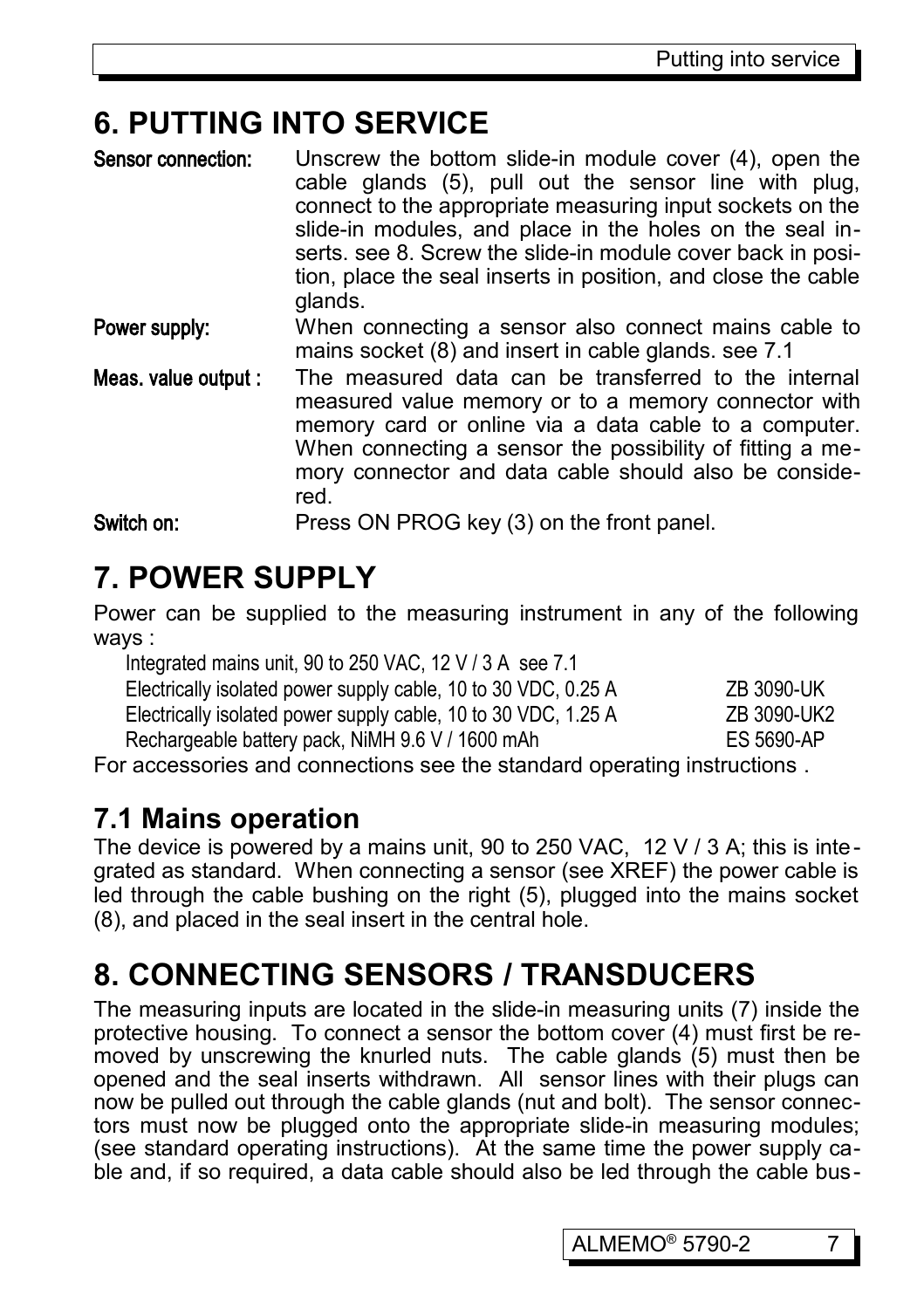# 6. PUTTING INTO SERVICE

**Sensor connection:** Unscrew the bottom slide-in module cover (4), open the cable glands (5), pull out the sensor line with plug, connect to the appropriate measuring input sockets on the slide-in modules, and place in the holes on the seal inserts. see 8. Screw the slide-in module cover back in position, place the seal inserts in position, and close the cable glands.

**Power supply:** When connecting a sensor also connect mains cable to mains socket (8) and insert in cable glands. see 7.1

**Meas. value output :** The measured data can be transferred to the internal measured value memory or to a memory connector with memory card or online via a data cable to a computer. When connecting a sensor the possibility of fitting a memory connector and data cable should also be considered.

**Switch on:** Press ON PROG key (3) on the front panel.

# 7. POWER SUPPLY

Power can be supplied to the measuring instrument in any of the following ways :

| | |
|---|---|
| Integrated mains unit, 90 to 250 VAC, 12 V / 3 A see 7.1 | |
| Electrically isolated power supply cable, 10 to 30 VDC, 0.25 A | ZB 3090-UK |
| Electrically isolated power supply cable, 10 to 30 VDC, 1.25 A | ZB 3090-UK2 |
| Rechargeable battery pack, NiMH 9.6 V / 1600 mAh | ES 5690-AP |

For accessories and connections see the standard operating instructions .

## 7.1 Mains operation

The device is powered by a mains unit, 90 to 250 VAC, 12 V / 3 A; this is integrated as standard. When connecting a sensor (see XREF) the power cable is led through the cable bushing on the right (5), plugged into the mains socket (8), and placed in the seal insert in the central hole.

# 8. CONNECTING SENSORS / TRANSDUCERS

The measuring inputs are located in the slide-in measuring units (7) inside the protective housing. To connect a sensor the bottom cover (4) must first be removed by unscrewing the knurled nuts. The cable glands (5) must then be opened and the seal inserts withdrawn. All sensor lines with their plugs can now be pulled out through the cable glands (nut and bolt). The sensor connectors must now be plugged onto the appropriate slide-in measuring modules; (see standard operating instructions). At the same time the power supply cable and, if so required, a data cable should also be led through the cable bus-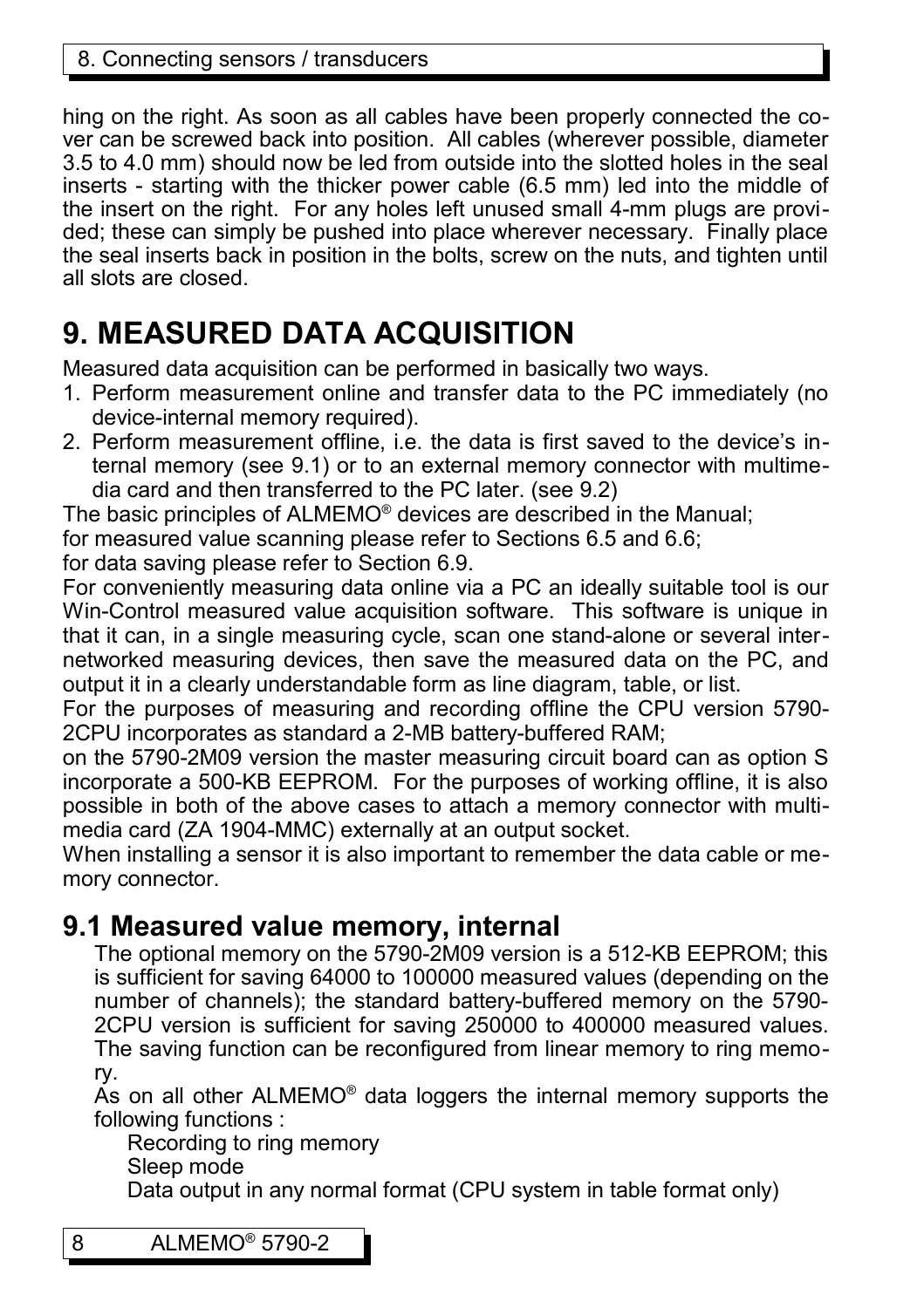hing on the right. As soon as all cables have been properly connected the cover can be screwed back into position. All cables (wherever possible, diameter 3.5 to 4.0 mm) should now be led from outside into the slotted holes in the seal inserts - starting with the thicker power cable (6.5 mm) led into the middle of the insert on the right. For any holes left unused small 4-mm plugs are provided; these can simply be pushed into place wherever necessary. Finally place the seal inserts back in position in the bolts, screw on the nuts, and tighten until all slots are closed.

# 9. MEASURED DATA ACQUISITION

Measured data acquisition can be performed in basically two ways.

1. Perform measurement online and transfer data to the PC immediately (no device-internal memory required).
2. Perform measurement offline, i.e. the data is first saved to the device's internal memory (see 9.1) or to an external memory connector with multimedia card and then transferred to the PC later. (see 9.2)

The basic principles of ALMEMO® devices are described in the Manual;
for measured value scanning please refer to Sections 6.5 and 6.6;
for data saving please refer to Section 6.9.

For conveniently measuring data online via a PC an ideally suitable tool is our Win-Control measured value acquisition software. This software is unique in that it can, in a single measuring cycle, scan one stand-alone or several internetworked measuring devices, then save the measured data on the PC, and output it in a clearly understandable form as line diagram, table, or list.

For the purposes of measuring and recording offline the CPU version 5790-2CPU incorporates as standard a 2-MB battery-buffered RAM;
on the 5790-2M09 version the master measuring circuit board can as option S incorporate a 500-KB EEPROM. For the purposes of working offline, it is also possible in both of the above cases to attach a memory connector with multimedia card (ZA 1904-MMC) externally at an output socket.

When installing a sensor it is also important to remember the data cable or memory connector.

## 9.1 Measured value memory, internal

The optional memory on the 5790-2M09 version is a 512-KB EEPROM; this is sufficient for saving 64000 to 100000 measured values (depending on the number of channels); the standard battery-buffered memory on the 5790-2CPU version is sufficient for saving 250000 to 400000 measured values. The saving function can be reconfigured from linear memory to ring memory.

As on all other ALMEMO® data loggers the internal memory supports the following functions :

Recording to ring memory
Sleep mode
Data output in any normal format (CPU system in table format only)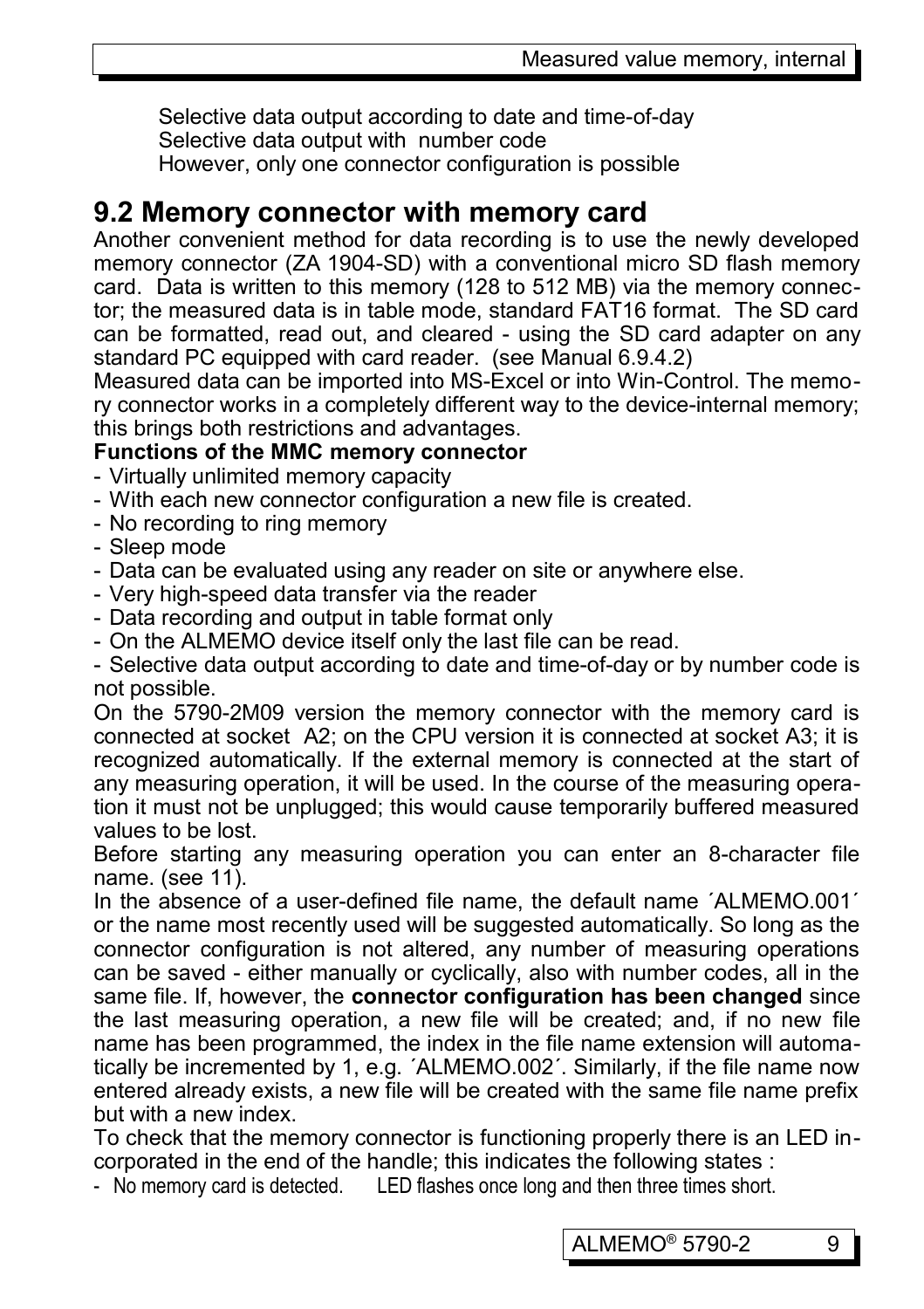Selective data output according to date and time-of-day
Selective data output with number code
However, only one connector configuration is possible

## 9.2 Memory connector with memory card

Another convenient method for data recording is to use the newly developed memory connector (ZA 1904-SD) with a conventional micro SD flash memory card. Data is written to this memory (128 to 512 MB) via the memory connector; the measured data is in table mode, standard FAT16 format. The SD card can be formatted, read out, and cleared - using the SD card adapter on any standard PC equipped with card reader. (see Manual 6.9.4.2)

Measured data can be imported into MS-Excel or into Win-Control. The memory connector works in a completely different way to the device-internal memory; this brings both restrictions and advantages.

**Functions of the MMC memory connector**

- Virtually unlimited memory capacity
- With each new connector configuration a new file is created.
- No recording to ring memory
- Sleep mode
- Data can be evaluated using any reader on site or anywhere else.
- Very high-speed data transfer via the reader
- Data recording and output in table format only
- On the ALMEMO device itself only the last file can be read.
- Selective data output according to date and time-of-day or by number code is not possible.

On the 5790-2M09 version the memory connector with the memory card is connected at socket A2; on the CPU version it is connected at socket A3; it is recognized automatically. If the external memory is connected at the start of any measuring operation, it will be used. In the course of the measuring operation it must not be unplugged; this would cause temporarily buffered measured values to be lost.

Before starting any measuring operation you can enter an 8-character file name. (see 11).

In the absence of a user-defined file name, the default name ´ALMEMO.001´ or the name most recently used will be suggested automatically. So long as the connector configuration is not altered, any number of measuring operations can be saved - either manually or cyclically, also with number codes, all in the same file. If, however, the **connector configuration has been changed** since the last measuring operation, a new file will be created; and, if no new file name has been programmed, the index in the file name extension will automatically be incremented by 1, e.g. ´ALMEMO.002´. Similarly, if the file name now entered already exists, a new file will be created with the same file name prefix but with a new index.

To check that the memory connector is functioning properly there is an LED incorporated in the end of the handle; this indicates the following states :

- No memory card is detected. LED flashes once long and then three times short.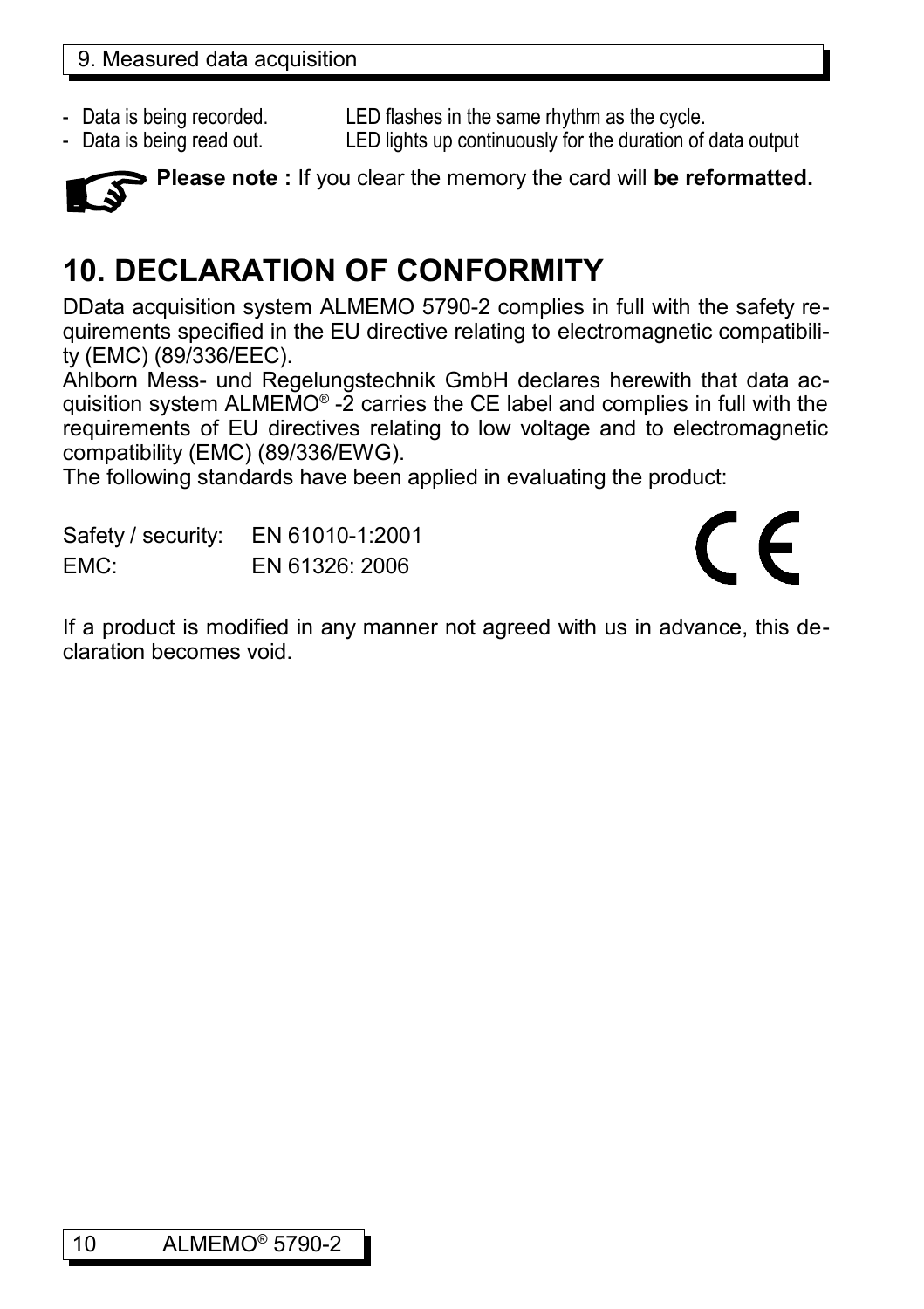- Data is being recorded. LED flashes in the same rhythm as the cycle.
- Data is being read out. LED lights up continuously for the duration of data output

**Please note :** If you clear the memory the card will **be reformatted.**

# 10. DECLARATION OF CONFORMITY

DData acquisition system ALMEMO 5790-2 complies in full with the safety requirements specified in the EU directive relating to electromagnetic compatibility (EMC) (89/336/EEC).
Ahlborn Mess- und Regelungstechnik GmbH declares herewith that data acquisition system ALMEMO® -2 carries the CE label and complies in full with the requirements of EU directives relating to low voltage and to electromagnetic compatibility (EMC) (89/336/EWG).
The following standards have been applied in evaluating the product:

Safety / security: EN 61010-1:2001
EMC: EN 61326: 2006

If a product is modified in any manner not agreed with us in advance, this declaration becomes void.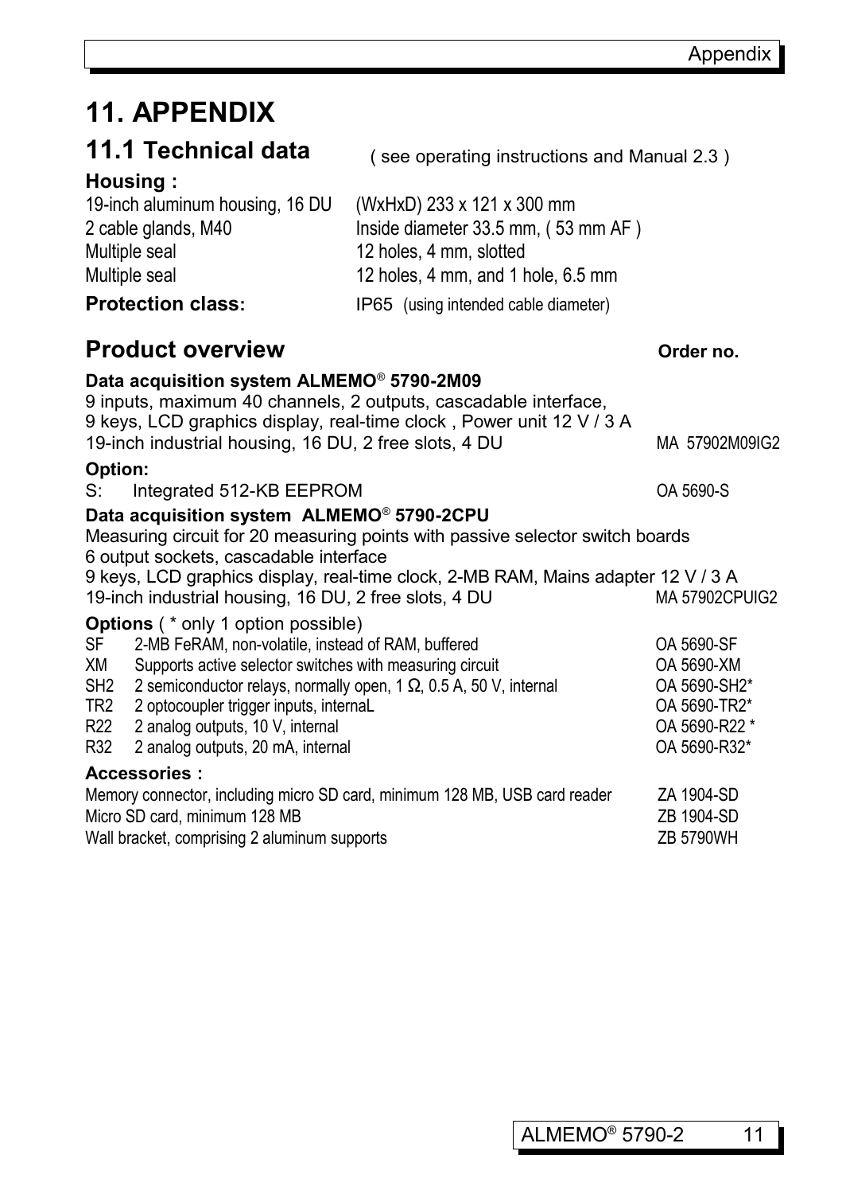# 11. APPENDIX

## 11.1 Technical data

( see operating instructions and Manual 2.3 )

### Housing :

| | |
|---|---|
| 19-inch aluminum housing, 16 DU | (WxHxD) 233 x 121 x 300 mm |
| 2 cable glands, M40 | Inside diameter 33.5 mm, ( 53 mm AF ) |
| Multiple seal | 12 holes, 4 mm, slotted |
| Multiple seal | 12 holes, 4 mm, and 1 hole, 6.5 mm |
| **Protection class:** | IP65 (using intended cable diameter) |

## Product overview

**Order no.**

**Data acquisition system ALMEMO® 5790-2M09**

9 inputs, maximum 40 channels, 2 outputs, cascadable interface,
9 keys, LCD graphics display, real-time clock , Power unit 12 V / 3 A
19-inch industrial housing, 16 DU, 2 free slots, 4 DU — MA 57902M09IG2

**Option:**

| | | |
|---|---|---|
| S: | Integrated 512-KB EEPROM | OA 5690-S |

**Data acquisition system ALMEMO® 5790-2CPU**

Measuring circuit for 20 measuring points with passive selector switch boards
6 output sockets, cascadable interface
9 keys, LCD graphics display, real-time clock, 2-MB RAM, Mains adapter 12 V / 3 A
19-inch industrial housing, 16 DU, 2 free slots, 4 DU — MA 57902CPUIG2

**Options** ( * only 1 option possible)

| | | |
|---|---|---|
| SF | 2-MB FeRAM, non-volatile, instead of RAM, buffered | OA 5690-SF |
| XM | Supports active selector switches with measuring circuit | OA 5690-XM |
| SH2 | 2 semiconductor relays, normally open, 1 Ω, 0.5 A, 50 V, internal | OA 5690-SH2* |
| TR2 | 2 optocoupler trigger inputs, internaL | OA 5690-TR2* |
| R22 | 2 analog outputs, 10 V, internal | OA 5690-R22 * |
| R32 | 2 analog outputs, 20 mA, internal | OA 5690-R32* |

**Accessories :**

| | |
|---|---|
| Memory connector, including micro SD card, minimum 128 MB, USB card reader | ZA 1904-SD |
| Micro SD card, minimum 128 MB | ZB 1904-SD |
| Wall bracket, comprising 2 aluminum supports | ZB 5790WH |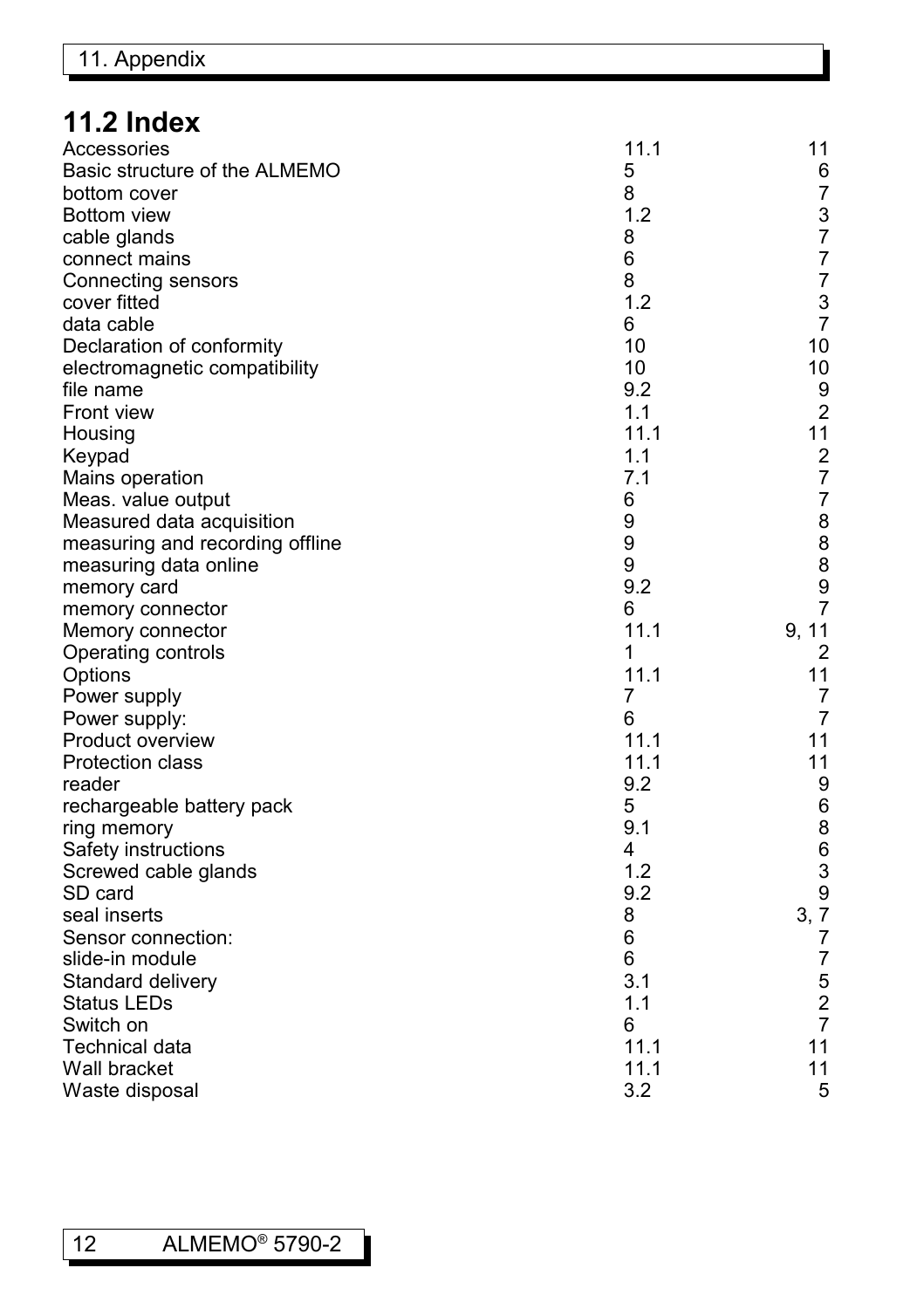## 11.2 Index

| | | |
|---|---|---|
| Accessories | 11.1 | 11 |
| Basic structure of the ALMEMO | 5 | 6 |
| bottom cover | 8 | 7 |
| Bottom view | 1.2 | 3 |
| cable glands | 8 | 7 |
| connect mains | 6 | 7 |
| Connecting sensors | 8 | 7 |
| cover fitted | 1.2 | 3 |
| data cable | 6 | 7 |
| Declaration of conformity | 10 | 10 |
| electromagnetic compatibility | 10 | 10 |
| file name | 9.2 | 9 |
| Front view | 1.1 | 2 |
| Housing | 11.1 | 11 |
| Keypad | 1.1 | 2 |
| Mains operation | 7.1 | 7 |
| Meas. value output | 6 | 7 |
| Measured data acquisition | 9 | 8 |
| measuring and recording offline | 9 | 8 |
| measuring data online | 9 | 8 |
| memory card | 9.2 | 9 |
| memory connector | 6 | 7 |
| Memory connector | 11.1 | 9, 11 |
| Operating controls | 1 | 2 |
| Options | 11.1 | 11 |
| Power supply | 7 | 7 |
| Power supply: | 6 | 7 |
| Product overview | 11.1 | 11 |
| Protection class | 11.1 | 11 |
| reader | 9.2 | 9 |
| rechargeable battery pack | 5 | 6 |
| ring memory | 9.1 | 8 |
| Safety instructions | 4 | 6 |
| Screwed cable glands | 1.2 | 3 |
| SD card | 9.2 | 9 |
| seal inserts | 8 | 3, 7 |
| Sensor connection: | 6 | 7 |
| slide-in module | 6 | 7 |
| Standard delivery | 3.1 | 5 |
| Status LEDs | 1.1 | 2 |
| Switch on | 6 | 7 |
| Technical data | 11.1 | 11 |
| Wall bracket | 11.1 | 11 |
| Waste disposal | 3.2 | 5 |